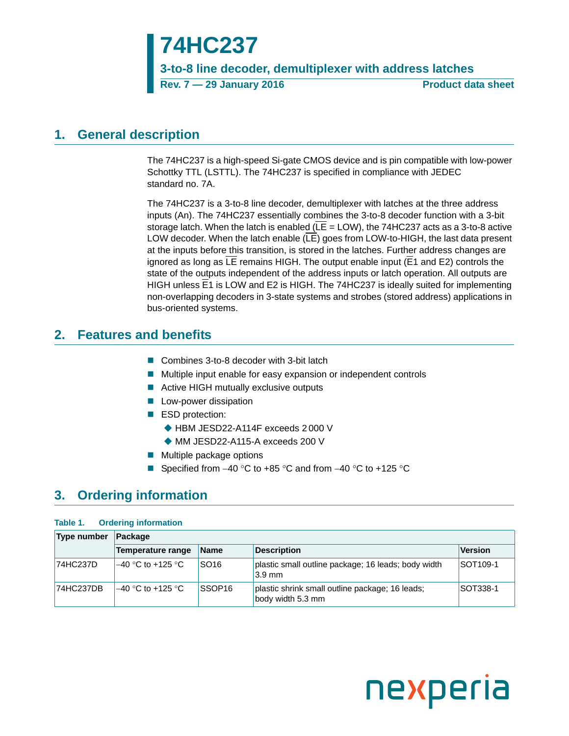# 74HC237

## 3-to-8 line decoder, demultiplexer with address latches

Rev. 7 — 29 January 2016 **Product data sheet**

## 1. General description

The 74HC237 is a high-speed Si-gate CMOS device and is pin compatible with low-power Schottky TTL (LSTTL). The 74HC237 is specified in compliance with JEDEC standard no. 7A.

The 74HC237 is a 3-to-8 line decoder, demultiplexer with latches at the three address inputs (An). The 74HC237 essentially combines the 3-to-8 decoder function with a 3-bit storage latch. When the latch is enabled ($\overline{LE}$ = LOW), the 74HC237 acts as a 3-to-8 active LOW decoder. When the latch enable ($\overline{LE}$) goes from LOW-to-HIGH, the last data present at the inputs before this transition, is stored in the latches. Further address changes are ignored as long as $\overline{LE}$ remains HIGH. The output enable input ($\overline{E1}$ and E2) controls the state of the outputs independent of the address inputs or latch operation. All outputs are HIGH unless $\overline{E1}$ is LOW and E2 is HIGH. The 74HC237 is ideally suited for implementing non-overlapping decoders in 3-state systems and strobes (stored address) applications in bus-oriented systems.

## 2. Features and benefits

- Combines 3-to-8 decoder with 3-bit latch
- Multiple input enable for easy expansion or independent controls
- Active HIGH mutually exclusive outputs
- Low-power dissipation
- ESD protection:
  - HBM JESD22-A114F exceeds 2 000 V
  - MM JESD22-A115-A exceeds 200 V
- Multiple package options
- Specified from –40 °C to +85 °C and from –40 °C to +125 °C

## 3. Ordering information

**Table 1. Ordering information**

| Type number | Package | | | |
|---|---|---|---|---|
| | Temperature range | Name | Description | Version |
| 74HC237D | –40 °C to +125 °C | SO16 | plastic small outline package; 16 leads; body width 3.9 mm | SOT109-1 |
| 74HC237DB | –40 °C to +125 °C | SSOP16 | plastic shrink small outline package; 16 leads; body width 5.3 mm | SOT338-1 |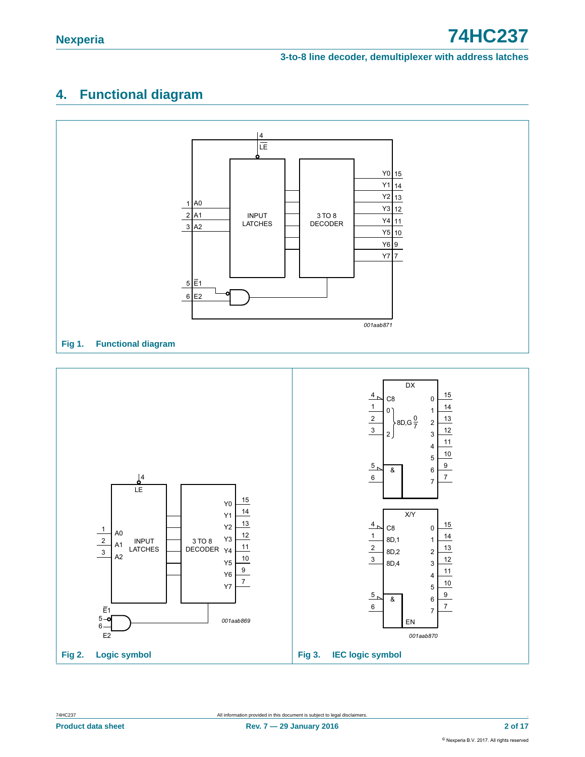## 4. Functional diagram

Fig 1. Functional diagram

Fig 2. Logic symbol

Fig 3. IEC logic symbol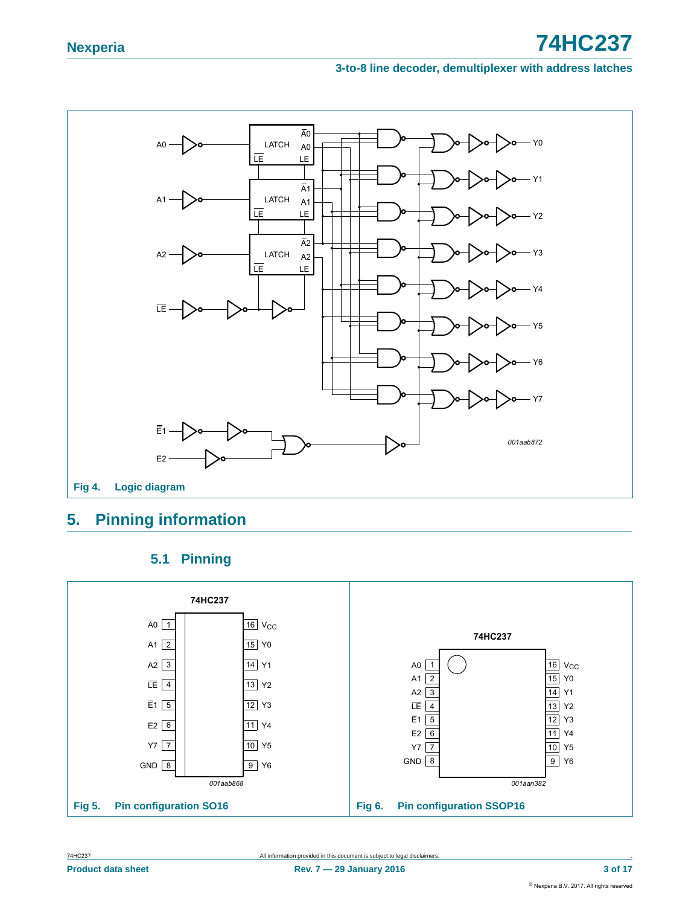Fig 4. Logic diagram

## 5. Pinning information

### 5.1 Pinning

Fig 5. Pin configuration SO16

Fig 6. Pin configuration SSOP16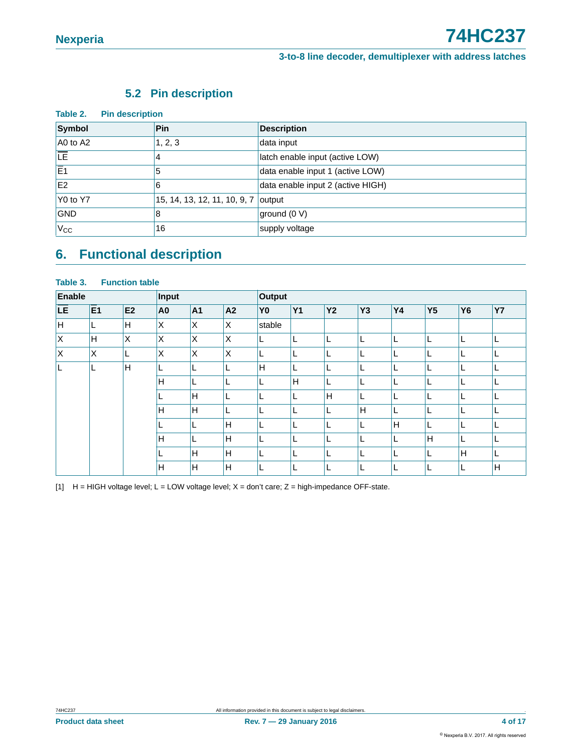### 5.2 Pin description

**Table 2. Pin description**

| Symbol | Pin | Description |
|---|---|---|
| A0 to A2 | 1, 2, 3 | data input |
| $\overline{LE}$ | 4 | latch enable input (active LOW) |
| $\overline{E}1$ | 5 | data enable input 1 (active LOW) |
| E2 | 6 | data enable input 2 (active HIGH) |
| Y0 to Y7 | 15, 14, 13, 12, 11, 10, 9, 7 | output |
| GND | 8 | ground (0 V) |
| $V_{CC}$ | 16 | supply voltage |

## 6. Functional description

**Table 3. Function table**

| Enable | | | Input | | | Output | | | | | | | |
|---|---|---|---|---|---|---|---|---|---|---|---|---|---|
| $\overline{LE}$ | $\overline{E}1$ | E2 | A0 | A1 | A2 | Y0 | Y1 | Y2 | Y3 | Y4 | Y5 | Y6 | Y7 |
| H | L | H | X | X | X | stable | | | | | | | |
| X | H | X | X | X | X | L | L | L | L | L | L | L | L |
| X | X | L | X | X | X | L | L | L | L | L | L | L | L |
| L | L | H | L | L | L | H | L | L | L | L | L | L | L |
| | | | H | L | L | L | H | L | L | L | L | L | L |
| | | | L | H | L | L | L | H | L | L | L | L | L |
| | | | H | H | L | L | L | L | H | L | L | L | L |
| | | | L | L | H | L | L | L | L | H | L | L | L |
| | | | H | L | H | L | L | L | L | L | H | L | L |
| | | | L | H | H | L | L | L | L | L | L | H | L |
| | | | H | H | H | L | L | L | L | L | L | L | H |

[1] H = HIGH voltage level; L = LOW voltage level; X = don't care; Z = high-impedance OFF-state.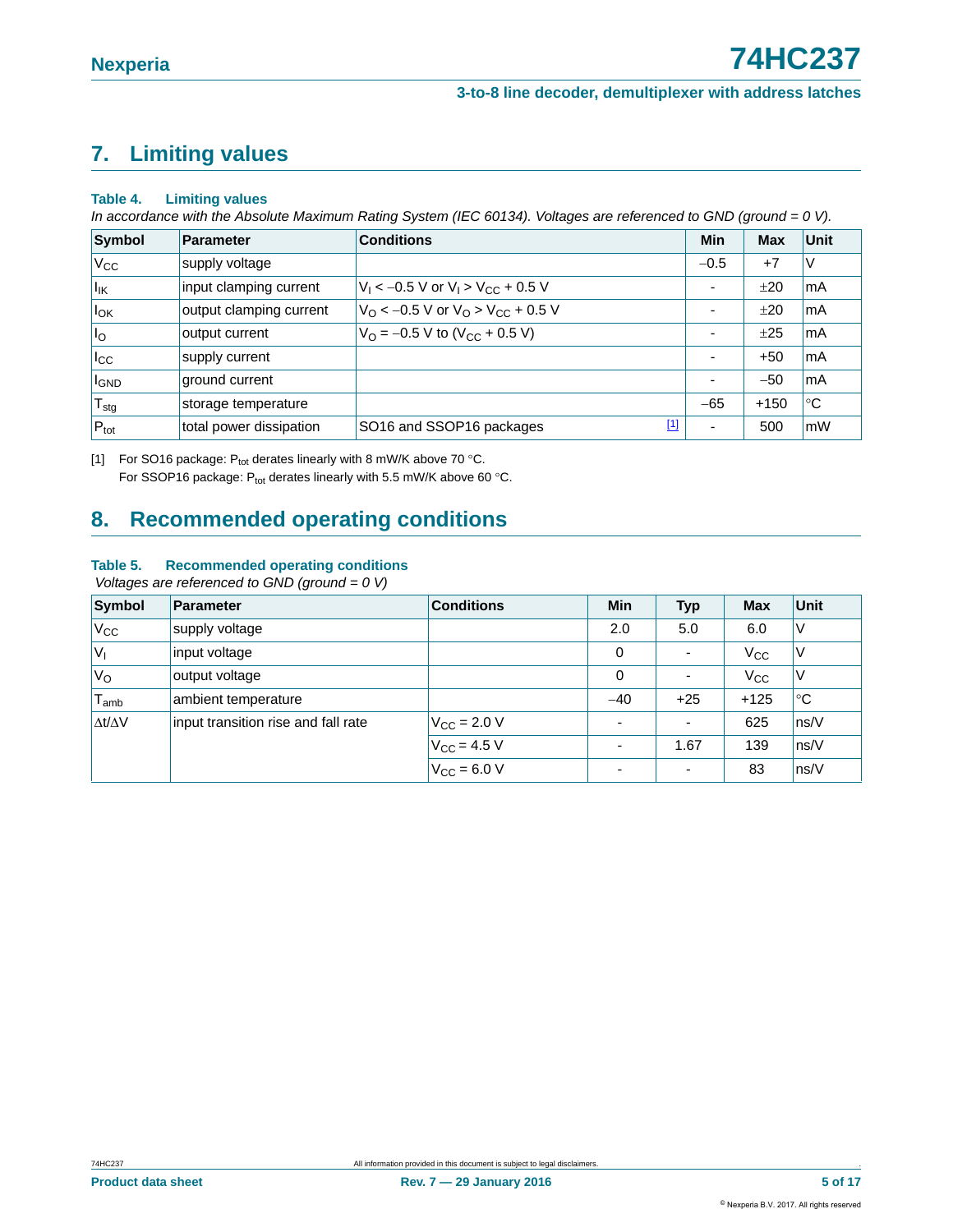## 7. Limiting values

**Table 4. Limiting values**

*In accordance with the Absolute Maximum Rating System (IEC 60134). Voltages are referenced to GND (ground = 0 V).*

| Symbol | Parameter | Conditions | Min | Max | Unit |
|---|---|---|---|---|---|
| $V_{CC}$ | supply voltage | | −0.5 | +7 | V |
| $I_{IK}$ | input clamping current | $V_I < -0.5$ V or $V_I > V_{CC} + 0.5$ V | - | ±20 | mA |
| $I_{OK}$ | output clamping current | $V_O < -0.5$ V or $V_O > V_{CC} + 0.5$ V | - | ±20 | mA |
| $I_O$ | output current | $V_O = -0.5$ V to ($V_{CC} + 0.5$ V) | - | ±25 | mA |
| $I_{CC}$ | supply current | | - | +50 | mA |
| $I_{GND}$ | ground current | | - | −50 | mA |
| $T_{stg}$ | storage temperature | | −65 | +150 | °C |
| $P_{tot}$ | total power dissipation | SO16 and SSOP16 packages [1] | - | 500 | mW |

[1] For SO16 package: $P_{tot}$ derates linearly with 8 mW/K above 70 °C.
For SSOP16 package: $P_{tot}$ derates linearly with 5.5 mW/K above 60 °C.

## 8. Recommended operating conditions

**Table 5. Recommended operating conditions**

*Voltages are referenced to GND (ground = 0 V)*

| Symbol | Parameter | Conditions | Min | Typ | Max | Unit |
|---|---|---|---|---|---|---|
| $V_{CC}$ | supply voltage | | 2.0 | 5.0 | 6.0 | V |
| $V_I$ | input voltage | | 0 | - | $V_{CC}$ | V |
| $V_O$ | output voltage | | 0 | - | $V_{CC}$ | V |
| $T_{amb}$ | ambient temperature | | −40 | +25 | +125 | °C |
| $\Delta t/\Delta V$ | input transition rise and fall rate | $V_{CC} = 2.0$ V | - | - | 625 | ns/V |
| | | $V_{CC} = 4.5$ V | - | 1.67 | 139 | ns/V |
| | | $V_{CC} = 6.0$ V | - | - | 83 | ns/V |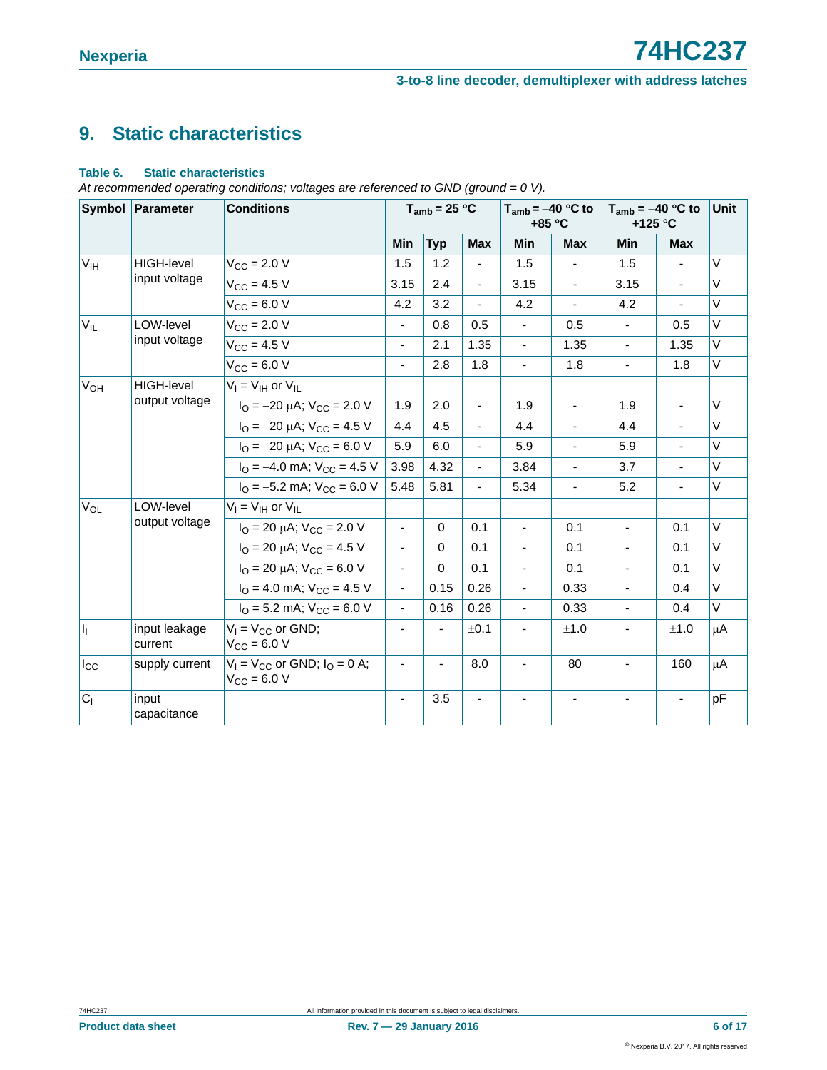## 9. Static characteristics

**Table 6. Static characteristics**

*At recommended operating conditions; voltages are referenced to GND (ground = 0 V).*

| Symbol | Parameter | Conditions | $T_{amb}$ = 25 °C | | | $T_{amb}$ = –40 °C to +85 °C | | $T_{amb}$ = –40 °C to +125 °C | | Unit |
|---|---|---|---|---|---|---|---|---|---|---|
| | | | Min | Typ | Max | Min | Max | Min | Max | |
| $V_{IH}$ | HIGH-level input voltage | $V_{CC}$ = 2.0 V | 1.5 | 1.2 | - | 1.5 | - | 1.5 | - | V |
| | | $V_{CC}$ = 4.5 V | 3.15 | 2.4 | - | 3.15 | - | 3.15 | - | V |
| | | $V_{CC}$ = 6.0 V | 4.2 | 3.2 | - | 4.2 | - | 4.2 | - | V |
| $V_{IL}$ | LOW-level input voltage | $V_{CC}$ = 2.0 V | - | 0.8 | 0.5 | - | 0.5 | - | 0.5 | V |
| | | $V_{CC}$ = 4.5 V | - | 2.1 | 1.35 | - | 1.35 | - | 1.35 | V |
| | | $V_{CC}$ = 6.0 V | - | 2.8 | 1.8 | - | 1.8 | - | 1.8 | V |
| $V_{OH}$ | HIGH-level output voltage | $V_I$ = $V_{IH}$ or $V_{IL}$ | | | | | | | | |
| | | $I_O$ = –20 μA; $V_{CC}$ = 2.0 V | 1.9 | 2.0 | - | 1.9 | - | 1.9 | - | V |
| | | $I_O$ = –20 μA; $V_{CC}$ = 4.5 V | 4.4 | 4.5 | - | 4.4 | - | 4.4 | - | V |
| | | $I_O$ = –20 μA; $V_{CC}$ = 6.0 V | 5.9 | 6.0 | - | 5.9 | - | 5.9 | - | V |
| | | $I_O$ = –4.0 mA; $V_{CC}$ = 4.5 V | 3.98 | 4.32 | - | 3.84 | - | 3.7 | - | V |
| | | $I_O$ = –5.2 mA; $V_{CC}$ = 6.0 V | 5.48 | 5.81 | - | 5.34 | - | 5.2 | - | V |
| $V_{OL}$ | LOW-level output voltage | $V_I$ = $V_{IH}$ or $V_{IL}$ | | | | | | | | |
| | | $I_O$ = 20 μA; $V_{CC}$ = 2.0 V | - | 0 | 0.1 | - | 0.1 | - | 0.1 | V |
| | | $I_O$ = 20 μA; $V_{CC}$ = 4.5 V | - | 0 | 0.1 | - | 0.1 | - | 0.1 | V |
| | | $I_O$ = 20 μA; $V_{CC}$ = 6.0 V | - | 0 | 0.1 | - | 0.1 | - | 0.1 | V |
| | | $I_O$ = 4.0 mA; $V_{CC}$ = 4.5 V | - | 0.15 | 0.26 | - | 0.33 | - | 0.4 | V |
| | | $I_O$ = 5.2 mA; $V_{CC}$ = 6.0 V | - | 0.16 | 0.26 | - | 0.33 | - | 0.4 | V |
| $I_I$ | input leakage current | $V_I$ = $V_{CC}$ or GND; $V_{CC}$ = 6.0 V | - | - | ±0.1 | - | ±1.0 | - | ±1.0 | μA |
| $I_{CC}$ | supply current | $V_I$ = $V_{CC}$ or GND; $I_O$ = 0 A; $V_{CC}$ = 6.0 V | - | - | 8.0 | - | 80 | - | 160 | μA |
| $C_I$ | input capacitance | | - | 3.5 | - | - | - | - | - | pF |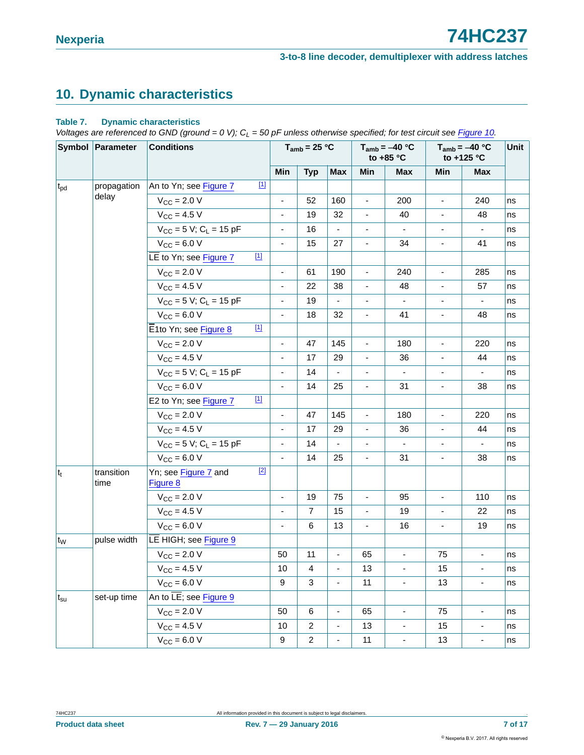## 10. Dynamic characteristics

**Table 7. Dynamic characteristics**

*Voltages are referenced to GND (ground = 0 V); $C_L$ = 50 pF unless otherwise specified; for test circuit see Figure 10.*

| Symbol | Parameter | Conditions | $T_{amb}$ = 25 °C | | | $T_{amb}$ = –40 °C to +85 °C | | $T_{amb}$ = –40 °C to +125 °C | | Unit |
|---|---|---|---|---|---|---|---|---|---|---|
| | | | Min | Typ | Max | Min | Max | Min | Max | |
| $t_{pd}$ | propagation delay | An to Yn; see Figure 7 [1] | | | | | | | | |
| | | $V_{CC}$ = 2.0 V | - | 52 | 160 | - | 200 | - | 240 | ns |
| | | $V_{CC}$ = 4.5 V | - | 19 | 32 | - | 40 | - | 48 | ns |
| | | $V_{CC}$ = 5 V; $C_L$ = 15 pF | - | 16 | - | - | - | - | - | ns |
| | | $V_{CC}$ = 6.0 V | - | 15 | 27 | - | 34 | - | 41 | ns |
| | | $\overline{LE}$ to Yn; see Figure 7 [1] | | | | | | | | |
| | | $V_{CC}$ = 2.0 V | - | 61 | 190 | - | 240 | - | 285 | ns |
| | | $V_{CC}$ = 4.5 V | - | 22 | 38 | - | 48 | - | 57 | ns |
| | | $V_{CC}$ = 5 V; $C_L$ = 15 pF | - | 19 | - | - | - | - | - | ns |
| | | $V_{CC}$ = 6.0 V | - | 18 | 32 | - | 41 | - | 48 | ns |
| | | $\overline{E1}$ to Yn; see Figure 8 [1] | | | | | | | | |
| | | $V_{CC}$ = 2.0 V | - | 47 | 145 | - | 180 | - | 220 | ns |
| | | $V_{CC}$ = 4.5 V | - | 17 | 29 | - | 36 | - | 44 | ns |
| | | $V_{CC}$ = 5 V; $C_L$ = 15 pF | - | 14 | - | - | - | - | - | ns |
| | | $V_{CC}$ = 6.0 V | - | 14 | 25 | - | 31 | - | 38 | ns |
| | | E2 to Yn; see Figure 7 [1] | | | | | | | | |
| | | $V_{CC}$ = 2.0 V | - | 47 | 145 | - | 180 | - | 220 | ns |
| | | $V_{CC}$ = 4.5 V | - | 17 | 29 | - | 36 | - | 44 | ns |
| | | $V_{CC}$ = 5 V; $C_L$ = 15 pF | - | 14 | - | - | - | - | - | ns |
| | | $V_{CC}$ = 6.0 V | - | 14 | 25 | - | 31 | - | 38 | ns |
| $t_t$ | transition time | Yn; see Figure 7 and Figure 8 [2] | | | | | | | | |
| | | $V_{CC}$ = 2.0 V | - | 19 | 75 | - | 95 | - | 110 | ns |
| | | $V_{CC}$ = 4.5 V | - | 7 | 15 | - | 19 | - | 22 | ns |
| | | $V_{CC}$ = 6.0 V | - | 6 | 13 | - | 16 | - | 19 | ns |
| $t_W$ | pulse width | $\overline{LE}$ HIGH; see Figure 9 | | | | | | | | |
| | | $V_{CC}$ = 2.0 V | 50 | 11 | - | 65 | - | 75 | - | ns |
| | | $V_{CC}$ = 4.5 V | 10 | 4 | - | 13 | - | 15 | - | ns |
| | | $V_{CC}$ = 6.0 V | 9 | 3 | - | 11 | - | 13 | - | ns |
| $t_{su}$ | set-up time | An to $\overline{LE}$; see Figure 9 | | | | | | | | |
| | | $V_{CC}$ = 2.0 V | 50 | 6 | - | 65 | - | 75 | - | ns |
| | | $V_{CC}$ = 4.5 V | 10 | 2 | - | 13 | - | 15 | - | ns |
| | | $V_{CC}$ = 6.0 V | 9 | 2 | - | 11 | - | 13 | - | ns |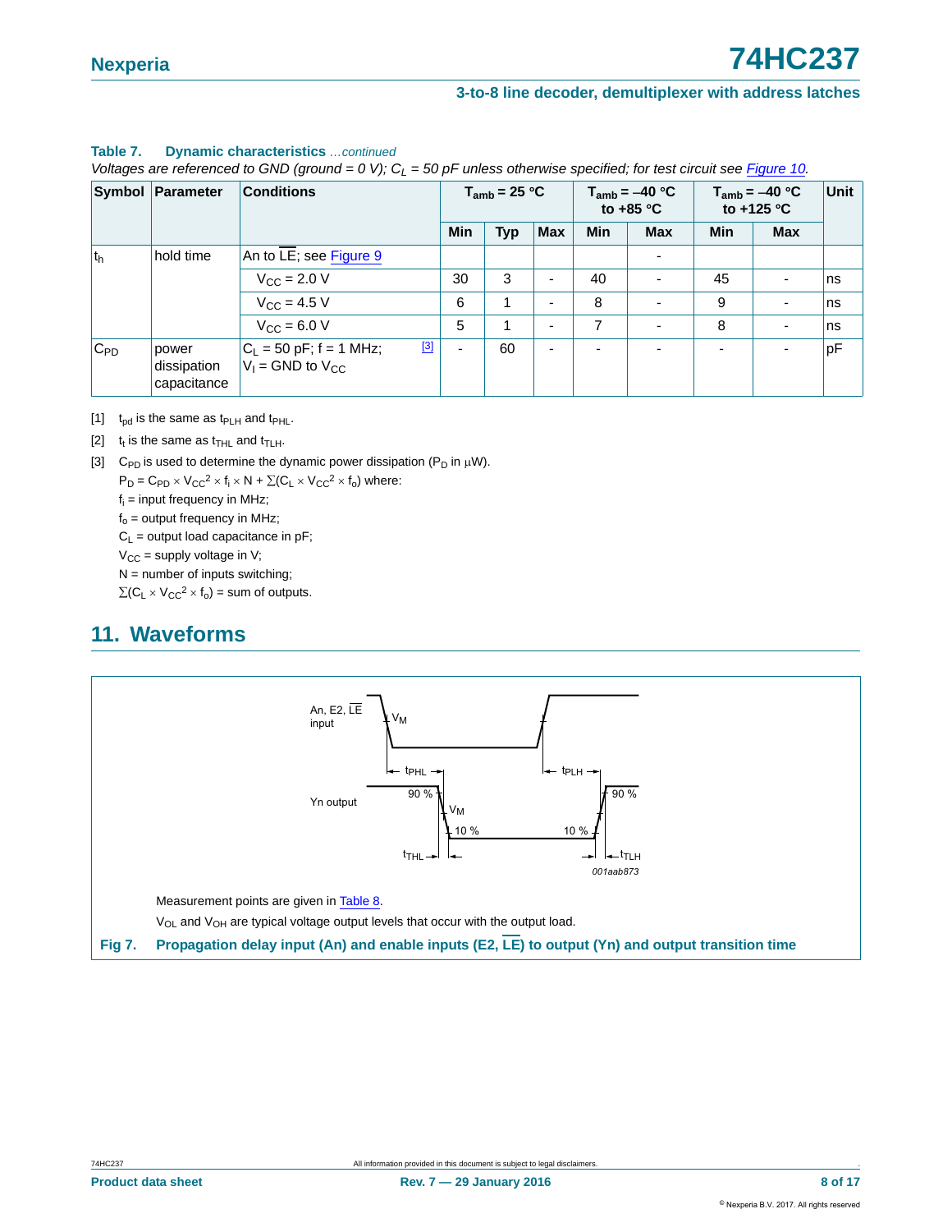**Table 7. Dynamic characteristics** *...continued*

*Voltages are referenced to GND (ground = 0 V); $C_L$ = 50 pF unless otherwise specified; for test circuit see Figure 10.*

| Symbol | Parameter | Conditions | $T_{amb}$ = 25 °C | | | $T_{amb}$ = −40 °C to +85 °C | | $T_{amb}$ = −40 °C to +125 °C | | Unit |
|---|---|---|---|---|---|---|---|---|---|---|
| | | | Min | Typ | Max | Min | Max | Min | Max | |
| $t_h$ | hold time | An to $\overline{LE}$; see Figure 9 | | | | | - | | | |
| | | $V_{CC}$ = 2.0 V | 30 | 3 | - | 40 | - | 45 | - | ns |
| | | $V_{CC}$ = 4.5 V | 6 | 1 | - | 8 | - | 9 | - | ns |
| | | $V_{CC}$ = 6.0 V | 5 | 1 | - | 7 | - | 8 | - | ns |
| $C_{PD}$ | power dissipation capacitance | $C_L$ = 50 pF; f = 1 MHz; $V_I$ = GND to $V_{CC}$ [3] | - | 60 | - | - | - | - | - | pF |

[1] $t_{pd}$ is the same as $t_{PLH}$ and $t_{PHL}$.

[2] $t_t$ is the same as $t_{THL}$ and $t_{TLH}$.

[3] $C_{PD}$ is used to determine the dynamic power dissipation ($P_D$ in μW).

$P_D = C_{PD} \times V_{CC}^2 \times f_i \times N + \sum(C_L \times V_{CC}^2 \times f_o)$ where:

$f_i$ = input frequency in MHz;

$f_o$ = output frequency in MHz;

$C_L$ = output load capacitance in pF;

$V_{CC}$ = supply voltage in V;

N = number of inputs switching;

$\sum(C_L \times V_{CC}^2 \times f_o)$ = sum of outputs.

## 11. Waveforms

An, E2, $\overline{LE}$ input

Yn output

$V_M$ $t_{PHL}$ $t_{PLH}$ 90 % 10 % $t_{THL}$ $t_{TLH}$

001aab873

Measurement points are given in Table 8.

$V_{OL}$ and $V_{OH}$ are typical voltage output levels that occur with the output load.

**Fig 7. Propagation delay input (An) and enable inputs (E2, $\overline{LE}$) to output (Yn) and output transition time**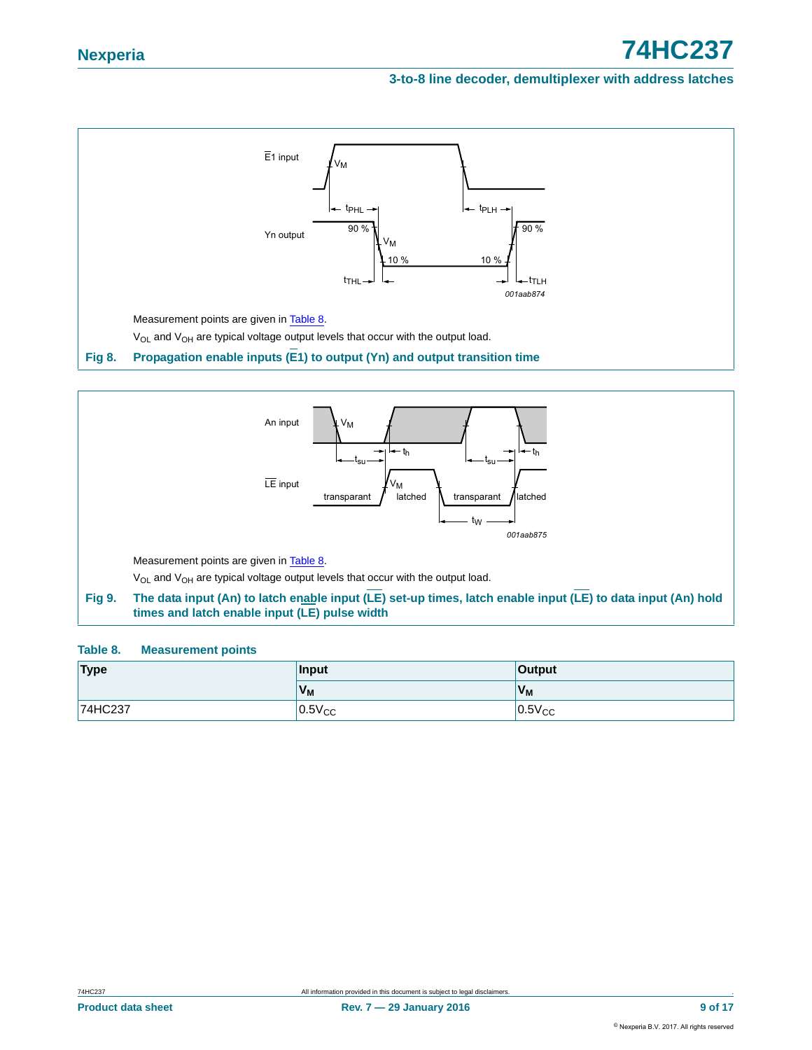Measurement points are given in Table 8.

$V_{OL}$ and $V_{OH}$ are typical voltage output levels that occur with the output load.

**Fig 8. Propagation enable inputs ($\overline{E1}$) to output (Yn) and output transition time**

Measurement points are given in Table 8.

$V_{OL}$ and $V_{OH}$ are typical voltage output levels that occur with the output load.

**Fig 9. The data input (An) to latch enable input ($\overline{LE}$) set-up times, latch enable input ($\overline{LE}$) to data input (An) hold times and latch enable input (LE) pulse width**

**Table 8. Measurement points**

| Type | Input | Output |
|---|---|---|
| | $V_M$ | $V_M$ |
| 74HC237 | $0.5V_{CC}$ | $0.5V_{CC}$ |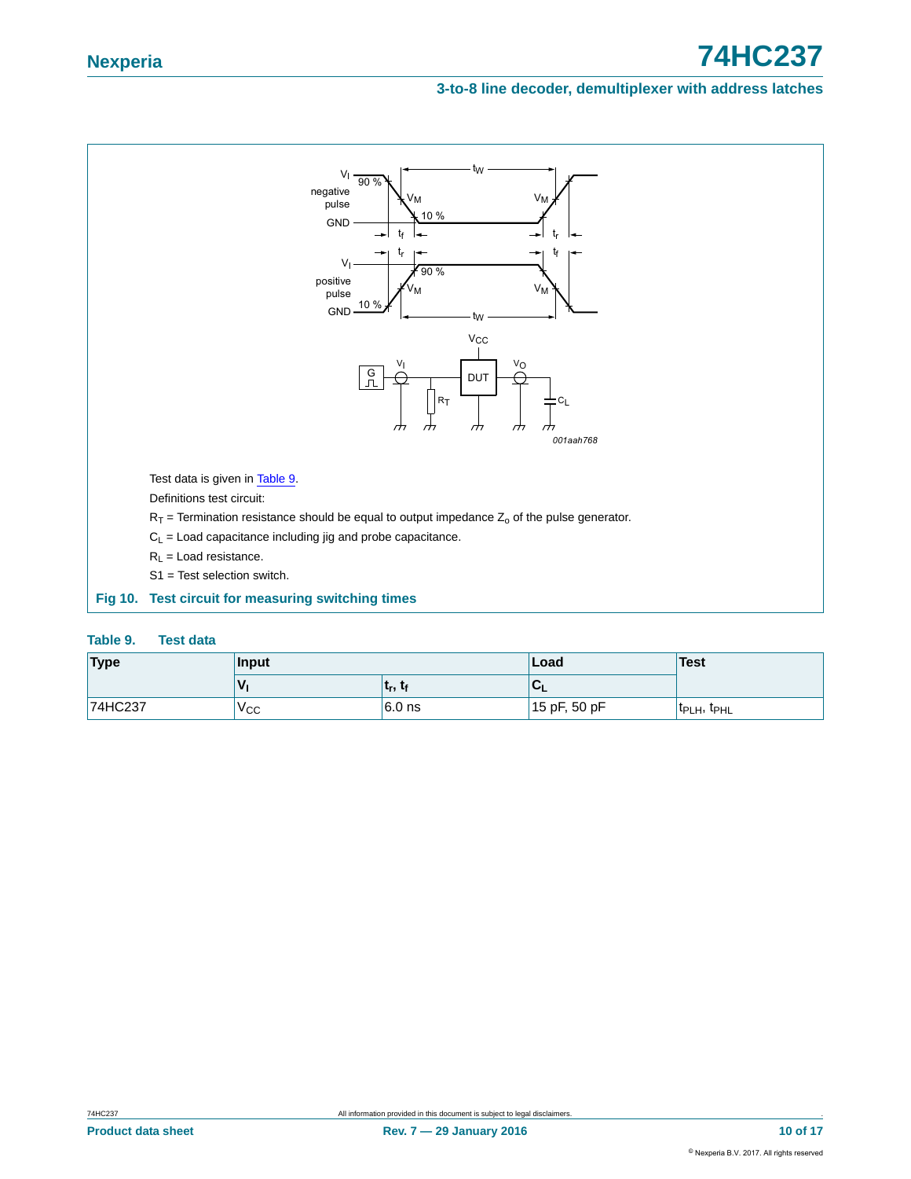Test data is given in Table 9.

Definitions test circuit:

$R_T$ = Termination resistance should be equal to output impedance $Z_o$ of the pulse generator.

$C_L$ = Load capacitance including jig and probe capacitance.

$R_L$ = Load resistance.

S1 = Test selection switch.

**Fig 10. Test circuit for measuring switching times**

**Table 9. Test data**

| Type | Input | | Load | Test |
|---|---|---|---|---|
| | $V_I$ | $t_r$, $t_f$ | $C_L$ | |
| 74HC237 | $V_{CC}$ | 6.0 ns | 15 pF, 50 pF | $t_{PLH}$, $t_{PHL}$ |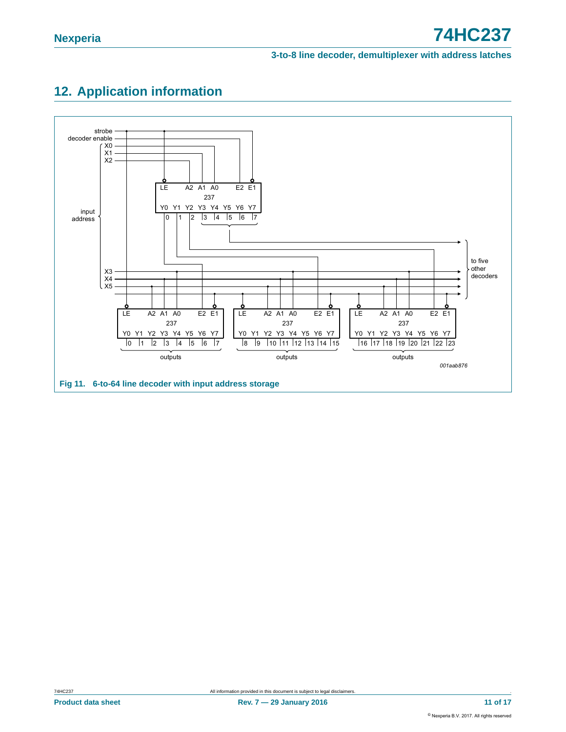## 12. Application information

Fig 11. 6-to-64 line decoder with input address storage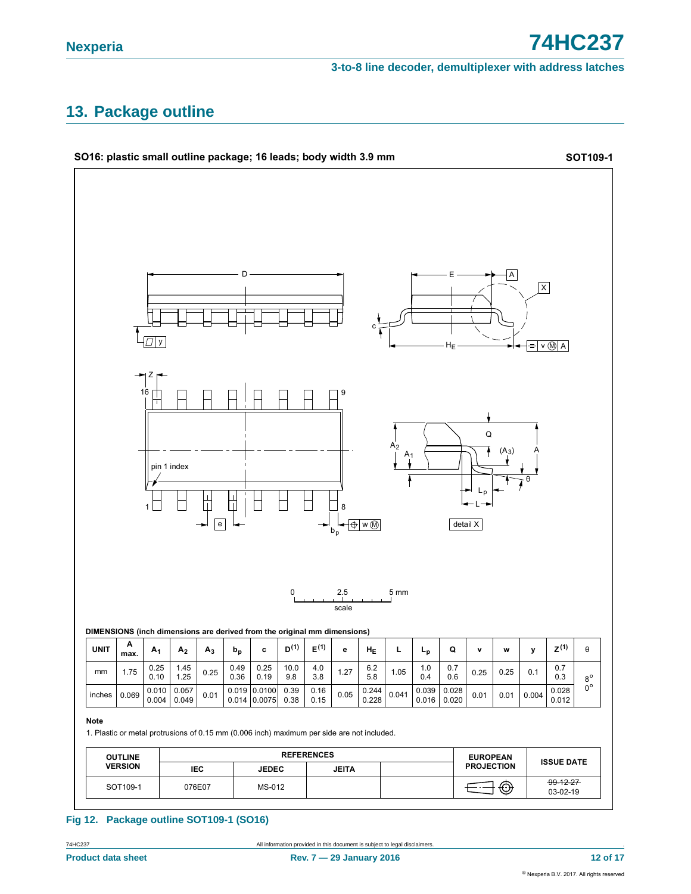## 13. Package outline

**SO16: plastic small outline package; 16 leads; body width 3.9 mm** **SOT109-1**

**DIMENSIONS (inch dimensions are derived from the original mm dimensions)**

| UNIT | A max. | $A_1$ | $A_2$ | $A_3$ | $b_p$ | c | D[(1)] | E[(1)] | e | $H_E$ | L | $L_p$ | Q | v | w | y | Z[(1)] | θ |
|---|---|---|---|---|---|---|---|---|---|---|---|---|---|---|---|---|---|---|
| mm | 1.75 | 0.25<br>0.10 | 1.45<br>1.25 | 0.25 | 0.49<br>0.36 | 0.25<br>0.19 | 10.0<br>9.8 | 4.0<br>3.8 | 1.27 | 6.2<br>5.8 | 1.05 | 1.0<br>0.4 | 0.7<br>0.6 | 0.25 | 0.25 | 0.1 | 0.7<br>0.3 | 8°<br>0° |
| inches | 0.069 | 0.010<br>0.004 | 0.057<br>0.049 | 0.01 | 0.019<br>0.014 | 0.0100<br>0.0075 | 0.39<br>0.38 | 0.16<br>0.15 | 0.05 | 0.244<br>0.228 | 0.041 | 0.039<br>0.016 | 0.028<br>0.020 | 0.01 | 0.01 | 0.004 | 0.028<br>0.012 | |

**Note**

1. Plastic or metal protrusions of 0.15 mm (0.006 inch) maximum per side are not included.

| OUTLINE VERSION | REFERENCES | | | | EUROPEAN PROJECTION | ISSUE DATE |
|---|---|---|---|---|---|---|
| | IEC | JEDEC | JEITA | | | |
| SOT109-1 | 076E07 | MS-012 | | | | ~~99-12-27~~<br>03-02-19 |

Fig 12. Package outline SOT109-1 (SO16)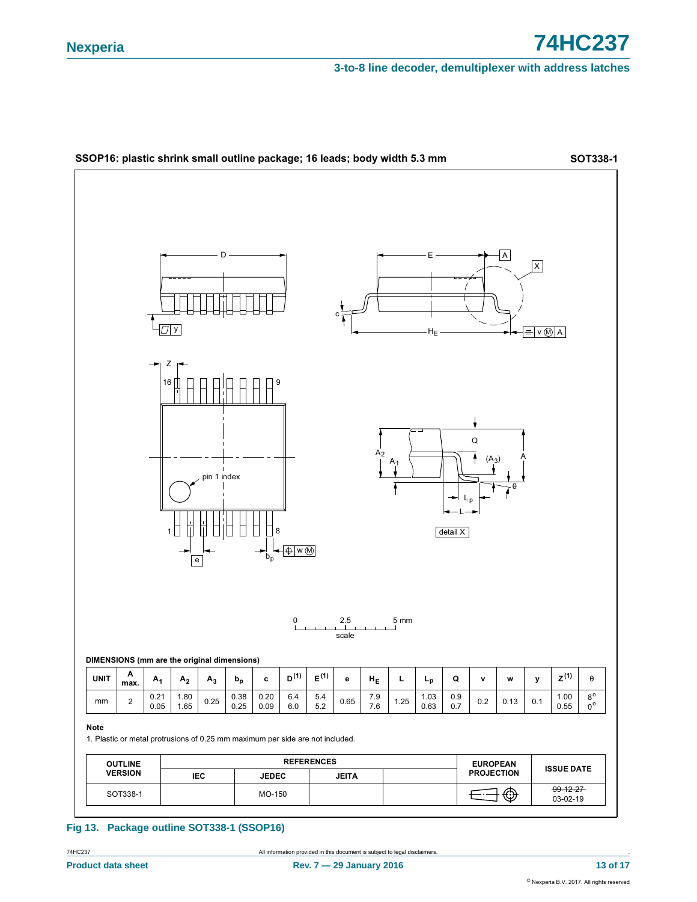**SSOP16: plastic shrink small outline package; 16 leads; body width 5.3 mm** **SOT338-1**

**DIMENSIONS (mm are the original dimensions)**

| UNIT | A max. | $A_1$ | $A_2$ | $A_3$ | $b_p$ | c | D[(1)] | E[(1)] | e | $H_E$ | L | $L_p$ | Q | v | w | y | Z[(1)] | θ |
|---|---|---|---|---|---|---|---|---|---|---|---|---|---|---|---|---|---|---|
| mm | 2 | 0.21<br>0.05 | 1.80<br>1.65 | 0.25 | 0.38<br>0.25 | 0.20<br>0.09 | 6.4<br>6.0 | 5.4<br>5.2 | 0.65 | 7.9<br>7.6 | 1.25 | 1.03<br>0.63 | 0.9<br>0.7 | 0.2 | 0.13 | 0.1 | 1.00<br>0.55 | 8°<br>0° |

**Note**

1. Plastic or metal protrusions of 0.25 mm maximum per side are not included.

| OUTLINE VERSION | REFERENCES | | | | EUROPEAN PROJECTION | ISSUE DATE |
|---|---|---|---|---|---|---|
| | IEC | JEDEC | JEITA | | | |
| SOT338-1 | | MO-150 | | | | ~~99-12-27~~<br>03-02-19 |

**Fig 13. Package outline SOT338-1 (SSOP16)**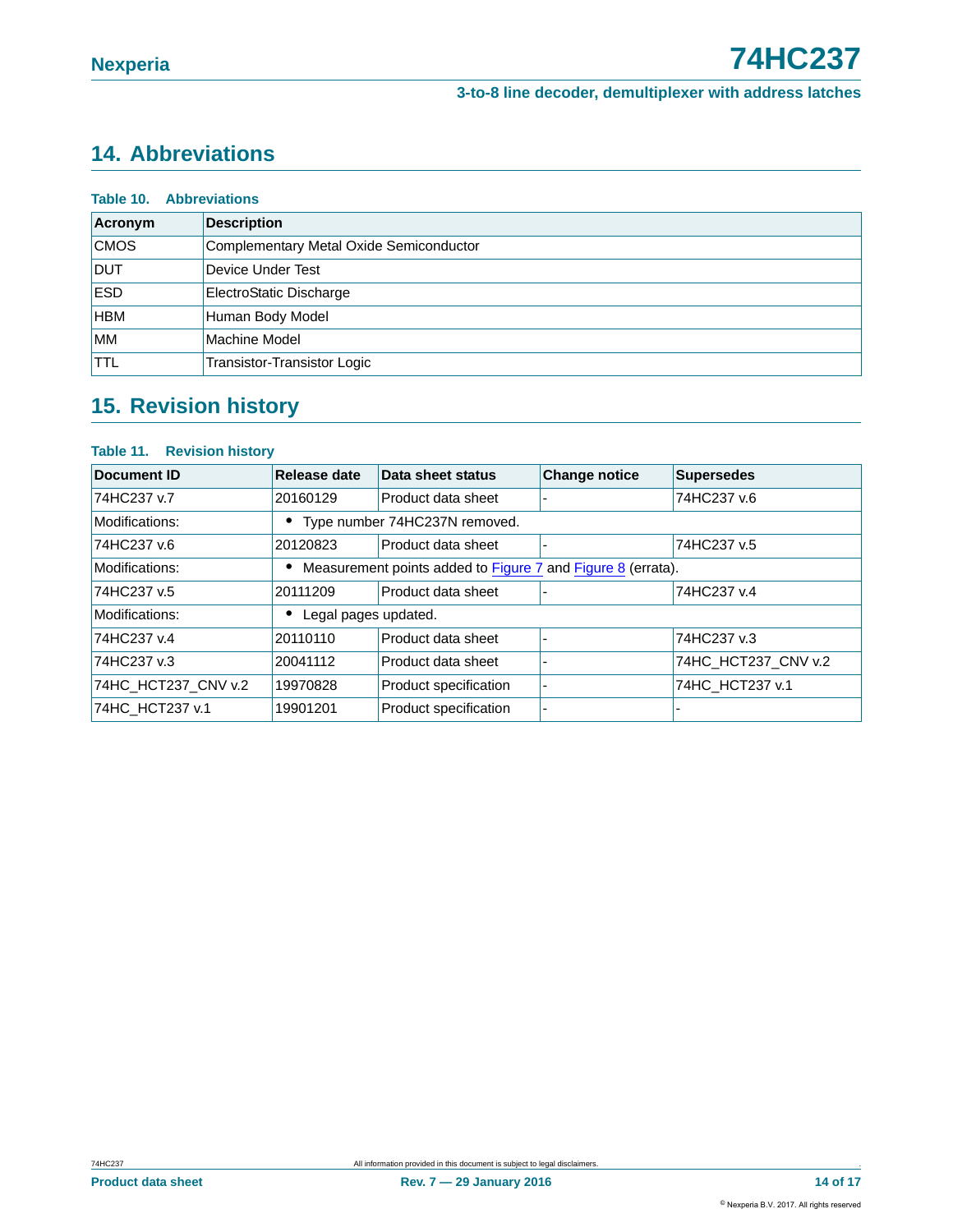## 14. Abbreviations

**Table 10. Abbreviations**

| Acronym | Description |
|---|---|
| CMOS | Complementary Metal Oxide Semiconductor |
| DUT | Device Under Test |
| ESD | ElectroStatic Discharge |
| HBM | Human Body Model |
| MM | Machine Model |
| TTL | Transistor-Transistor Logic |

## 15. Revision history

**Table 11. Revision history**

| Document ID | Release date | Data sheet status | Change notice | Supersedes |
|---|---|---|---|---|
| 74HC237 v.7 | 20160129 | Product data sheet | - | 74HC237 v.6 |
| Modifications: | • Type number 74HC237N removed. | | | |
| 74HC237 v.6 | 20120823 | Product data sheet | - | 74HC237 v.5 |
| Modifications: | • Measurement points added to Figure 7 and Figure 8 (errata). | | | |
| 74HC237 v.5 | 20111209 | Product data sheet | - | 74HC237 v.4 |
| Modifications: | • Legal pages updated. | | | |
| 74HC237 v.4 | 20110110 | Product data sheet | - | 74HC237 v.3 |
| 74HC237 v.3 | 20041112 | Product data sheet | - | 74HC_HCT237_CNV v.2 |
| 74HC_HCT237_CNV v.2 | 19970828 | Product specification | - | 74HC_HCT237 v.1 |
| 74HC_HCT237 v.1 | 19901201 | Product specification | - | - |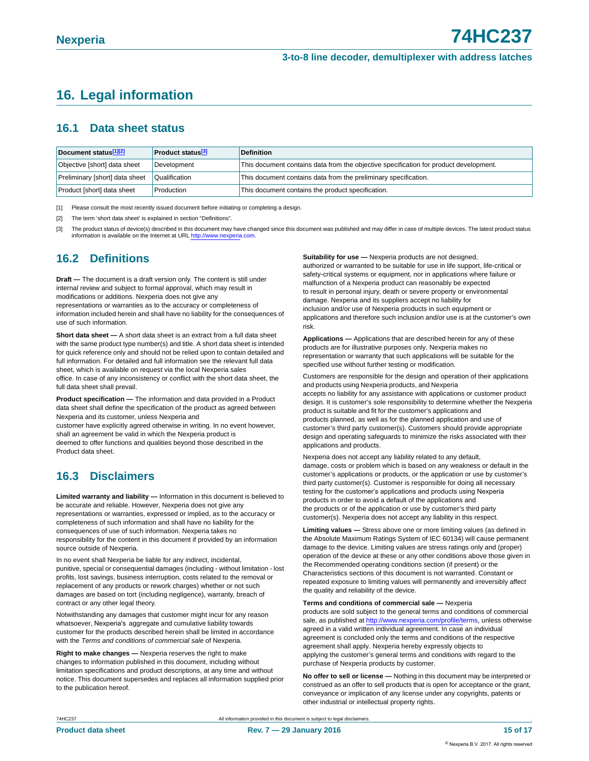# 16. Legal information

## 16.1 Data sheet status

| Document status[1][2] | Product status[3] | Definition |
|---|---|---|
| Objective [short] data sheet | Development | This document contains data from the objective specification for product development. |
| Preliminary [short] data sheet | Qualification | This document contains data from the preliminary specification. |
| Product [short] data sheet | Production | This document contains the product specification. |

[1] Please consult the most recently issued document before initiating or completing a design.

[2] The term 'short data sheet' is explained in section "Definitions".

[3] The product status of device(s) described in this document may have changed since this document was published and may differ in case of multiple devices. The latest product status information is available on the Internet at URL http://www.nexperia.com.

## 16.2 Definitions

**Draft —** The document is a draft version only. The content is still under internal review and subject to formal approval, which may result in modifications or additions. Nexperia does not give any representations or warranties as to the accuracy or completeness of information included herein and shall have no liability for the consequences of use of such information.

**Short data sheet —** A short data sheet is an extract from a full data sheet with the same product type number(s) and title. A short data sheet is intended for quick reference only and should not be relied upon to contain detailed and full information. For detailed and full information see the relevant full data sheet, which is available on request via the local Nexperia sales office. In case of any inconsistency or conflict with the short data sheet, the full data sheet shall prevail.

**Product specification —** The information and data provided in a Product data sheet shall define the specification of the product as agreed between Nexperia and its customer, unless Nexperia and customer have explicitly agreed otherwise in writing. In no event however, shall an agreement be valid in which the Nexperia product is deemed to offer functions and qualities beyond those described in the Product data sheet.

## 16.3 Disclaimers

**Limited warranty and liability —** Information in this document is believed to be accurate and reliable. However, Nexperia does not give any representations or warranties, expressed or implied, as to the accuracy or completeness of such information and shall have no liability for the consequences of use of such information. Nexperia takes no responsibility for the content in this document if provided by an information source outside of Nexperia.

In no event shall Nexperia be liable for any indirect, incidental, punitive, special or consequential damages (including - without limitation - lost profits, lost savings, business interruption, costs related to the removal or replacement of any products or rework charges) whether or not such damages are based on tort (including negligence), warranty, breach of contract or any other legal theory.

Notwithstanding any damages that customer might incur for any reason whatsoever, Nexperia's aggregate and cumulative liability towards customer for the products described herein shall be limited in accordance with the *Terms and conditions of commercial sale* of Nexperia.

**Right to make changes —** Nexperia reserves the right to make changes to information published in this document, including without limitation specifications and product descriptions, at any time and without notice. This document supersedes and replaces all information supplied prior to the publication hereof.

**Suitability for use —** Nexperia products are not designed, authorized or warranted to be suitable for use in life support, life-critical or safety-critical systems or equipment, nor in applications where failure or malfunction of a Nexperia product can reasonably be expected to result in personal injury, death or severe property or environmental damage. Nexperia and its suppliers accept no liability for inclusion and/or use of Nexperia products in such equipment or applications and therefore such inclusion and/or use is at the customer's own risk.

**Applications —** Applications that are described herein for any of these products are for illustrative purposes only. Nexperia makes no representation or warranty that such applications will be suitable for the specified use without further testing or modification.

Customers are responsible for the design and operation of their applications and products using Nexperia products, and Nexperia accepts no liability for any assistance with applications or customer product design. It is customer's sole responsibility to determine whether the Nexperia product is suitable and fit for the customer's applications and products planned, as well as for the planned application and use of customer's third party customer(s). Customers should provide appropriate design and operating safeguards to minimize the risks associated with their applications and products.

Nexperia does not accept any liability related to any default, damage, costs or problem which is based on any weakness or default in the customer's applications or products, or the application or use by customer's third party customer(s). Customer is responsible for doing all necessary testing for the customer's applications and products using Nexperia products in order to avoid a default of the applications and the products or of the application or use by customer's third party customer(s). Nexperia does not accept any liability in this respect.

**Limiting values —** Stress above one or more limiting values (as defined in the Absolute Maximum Ratings System of IEC 60134) will cause permanent damage to the device. Limiting values are stress ratings only and (proper) operation of the device at these or any other conditions above those given in the Recommended operating conditions section (if present) or the Characteristics sections of this document is not warranted. Constant or repeated exposure to limiting values will permanently and irreversibly affect the quality and reliability of the device.

**Terms and conditions of commercial sale —** Nexperia products are sold subject to the general terms and conditions of commercial sale, as published at http://www.nexperia.com/profile/terms, unless otherwise agreed in a valid written individual agreement. In case an individual agreement is concluded only the terms and conditions of the respective agreement shall apply. Nexperia hereby expressly objects to applying the customer's general terms and conditions with regard to the purchase of Nexperia products by customer.

**No offer to sell or license —** Nothing in this document may be interpreted or construed as an offer to sell products that is open for acceptance or the grant, conveyance or implication of any license under any copyrights, patents or other industrial or intellectual property rights.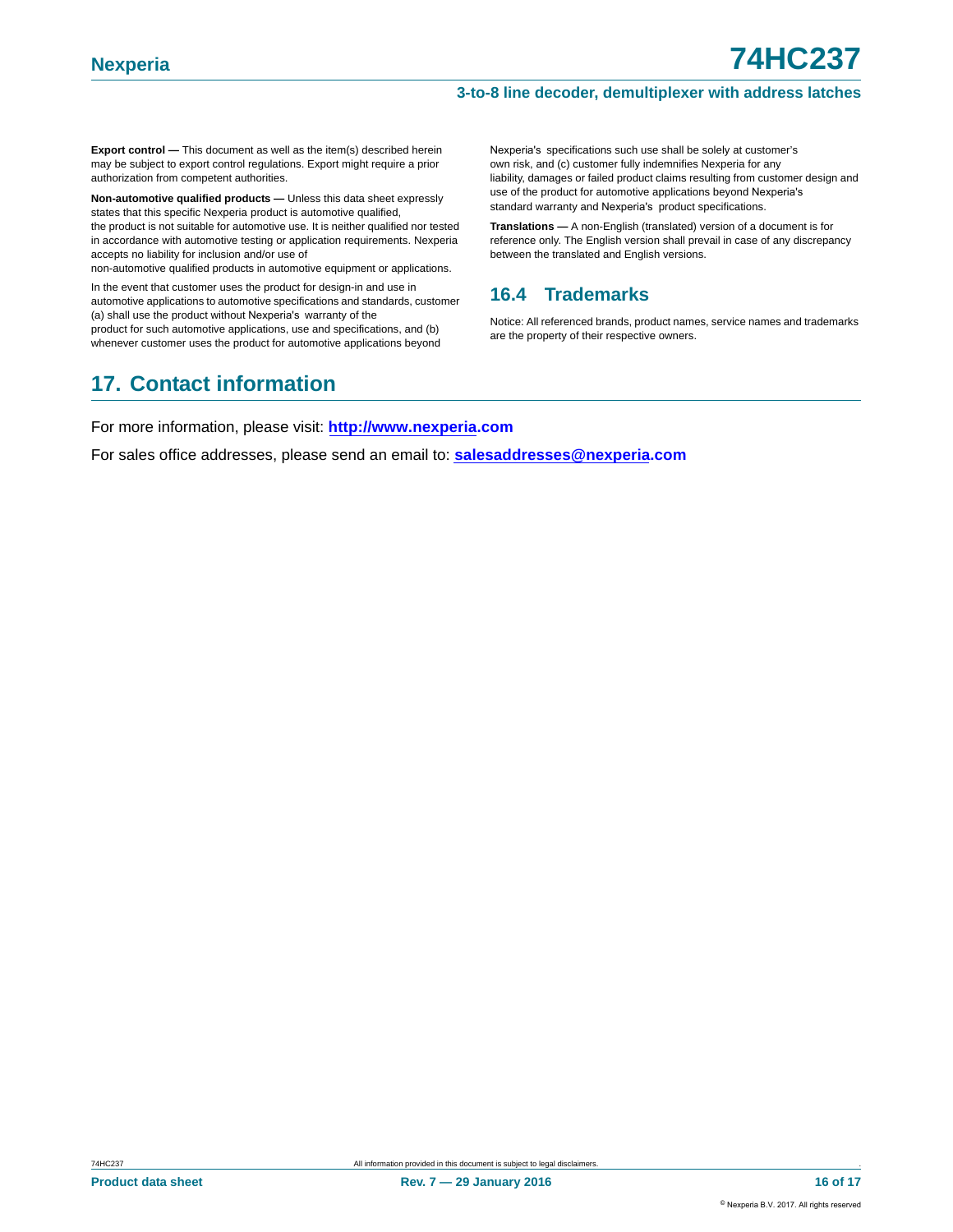**Export control —** This document as well as the item(s) described herein may be subject to export control regulations. Export might require a prior authorization from competent authorities.

**Non-automotive qualified products —** Unless this data sheet expressly states that this specific Nexperia product is automotive qualified, the product is not suitable for automotive use. It is neither qualified nor tested in accordance with automotive testing or application requirements. Nexperia accepts no liability for inclusion and/or use of non-automotive qualified products in automotive equipment or applications.

In the event that customer uses the product for design-in and use in automotive applications to automotive specifications and standards, customer (a) shall use the product without Nexperia's warranty of the product for such automotive applications, use and specifications, and (b) whenever customer uses the product for automotive applications beyond Nexperia's specifications such use shall be solely at customer's own risk, and (c) customer fully indemnifies Nexperia for any liability, damages or failed product claims resulting from customer design and use of the product for automotive applications beyond Nexperia's standard warranty and Nexperia's product specifications.

**Translations —** A non-English (translated) version of a document is for reference only. The English version shall prevail in case of any discrepancy between the translated and English versions.

### 16.4 Trademarks

Notice: All referenced brands, product names, service names and trademarks are the property of their respective owners.

## 17. Contact information

For more information, please visit: **http://www.nexperia.com**

For sales office addresses, please send an email to: **salesaddresses@nexperia.com**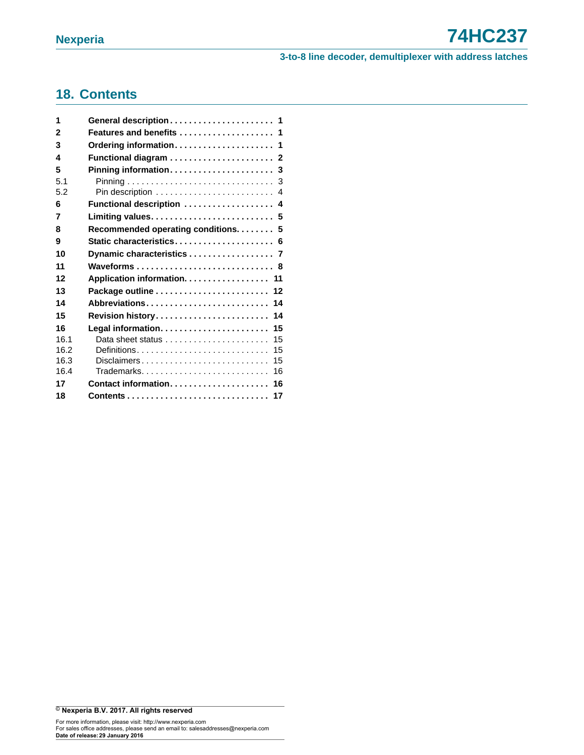## 18. Contents

| | | |
|---|---|---|
| **1** | **General description** | **1** |
| **2** | **Features and benefits** | **1** |
| **3** | **Ordering information** | **1** |
| **4** | **Functional diagram** | **2** |
| **5** | **Pinning information** | **3** |
| 5.1 | Pinning | 3 |
| 5.2 | Pin description | 4 |
| **6** | **Functional description** | **4** |
| **7** | **Limiting values** | **5** |
| **8** | **Recommended operating conditions** | **5** |
| **9** | **Static characteristics** | **6** |
| **10** | **Dynamic characteristics** | **7** |
| **11** | **Waveforms** | **8** |
| **12** | **Application information** | **11** |
| **13** | **Package outline** | **12** |
| **14** | **Abbreviations** | **14** |
| **15** | **Revision history** | **14** |
| **16** | **Legal information** | **15** |
| 16.1 | Data sheet status | 15 |
| 16.2 | Definitions | 15 |
| 16.3 | Disclaimers | 15 |
| 16.4 | Trademarks | 16 |
| **17** | **Contact information** | **16** |
| **18** | **Contents** | **17** |

**© Nexperia B.V. 2017. All rights reserved**

For more information, please visit: http://www.nexperia.com
For sales office addresses, please send an email to: salesaddresses@nexperia.com
**Date of release: 29 January 2016**